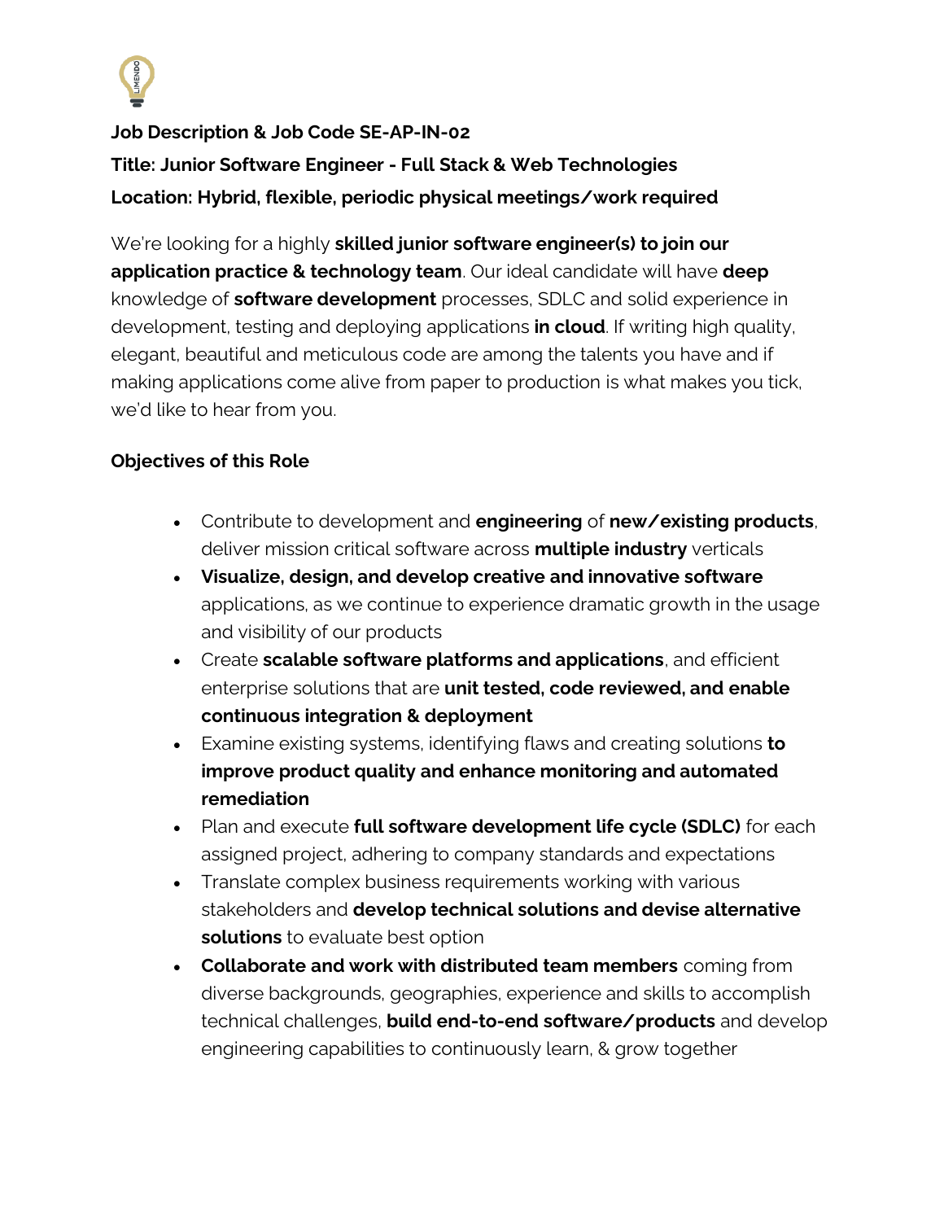**Job Description & Job Code SE-AP-IN-02**

**Title: Junior Software Engineer - Full Stack & Web Technologies**

**Location: Hybrid, flexible, periodic physical meetings/work required**

We're looking for a highly **skilled junior software engineer(s) to join our application practice & technology team**. Our ideal candidate will have **deep** knowledge of **software development** processes, SDLC and solid experience in development, testing and deploying applications **in cloud**. If writing high quality, elegant, beautiful and meticulous code are among the talents you have and if making applications come alive from paper to production is what makes you tick, we'd like to hear from you.

**Objectives of this Role**

- Contribute to development and **engineering** of **new/existing products**, deliver mission critical software across **multiple industry** verticals
- **Visualize, design, and develop creative and innovative software** applications, as we continue to experience dramatic growth in the usage and visibility of our products
- Create **scalable software platforms and applications**, and efficient enterprise solutions that are **unit tested, code reviewed, and enable continuous integration & deployment**
- Examine existing systems, identifying flaws and creating solutions **to improve product quality and enhance monitoring and automated remediation**
- Plan and execute **full software development life cycle (SDLC)** for each assigned project, adhering to company standards and expectations
- Translate complex business requirements working with various stakeholders and **develop technical solutions and devise alternative solutions** to evaluate best option
- **Collaborate and work with distributed team members** coming from diverse backgrounds, geographies, experience and skills to accomplish technical challenges, **build end-to-end software/products** and develop engineering capabilities to continuously learn, & grow together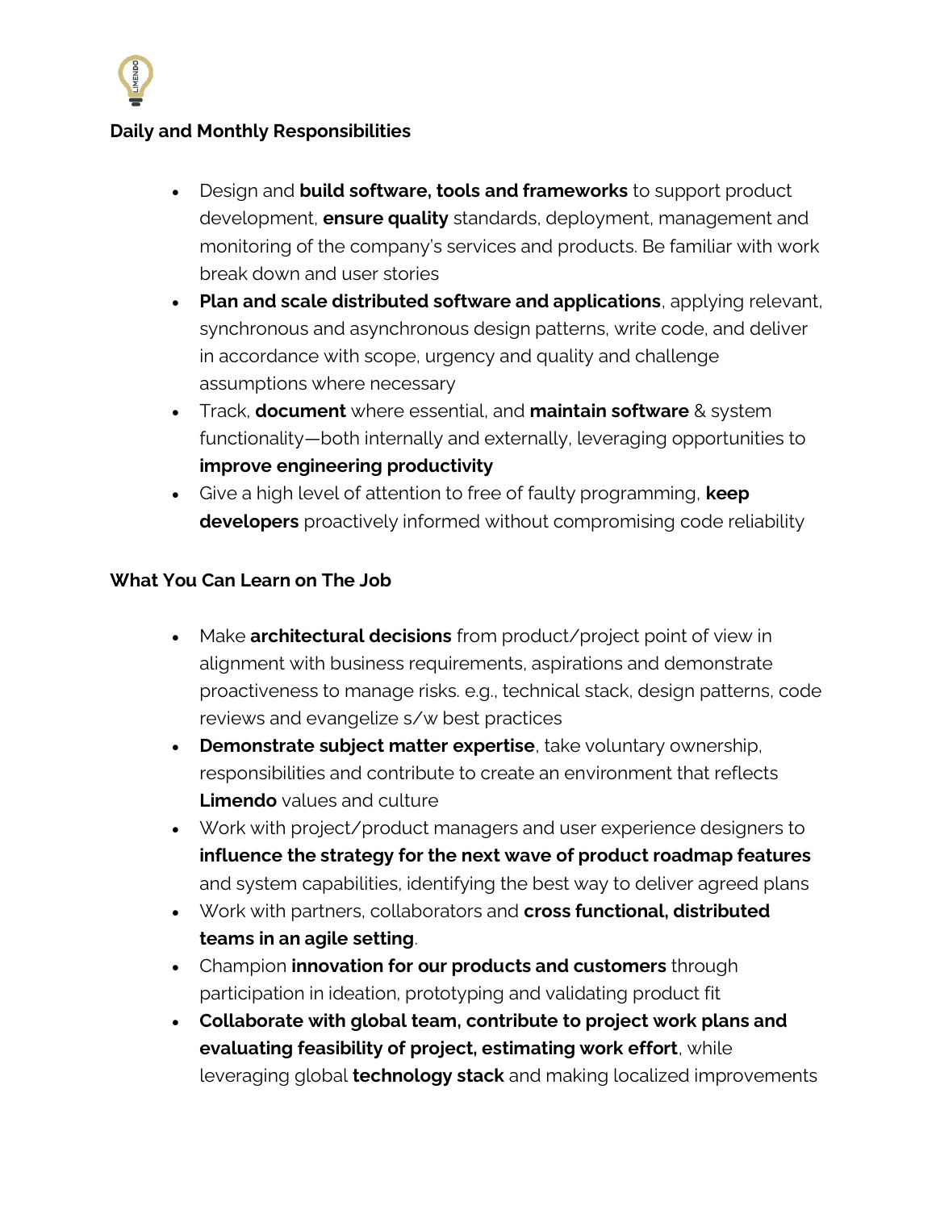**Daily and Monthly Responsibilities**

- Design and **build software, tools and frameworks** to support product development, **ensure quality** standards, deployment, management and monitoring of the company's services and products. Be familiar with work break down and user stories
- **Plan and scale distributed software and applications**, applying relevant, synchronous and asynchronous design patterns, write code, and deliver in accordance with scope, urgency and quality and challenge assumptions where necessary
- Track, **document** where essential, and **maintain software** & system functionality—both internally and externally, leveraging opportunities to **improve engineering productivity**
- Give a high level of attention to free of faulty programming, **keep developers** proactively informed without compromising code reliability

**What You Can Learn on The Job**

- Make **architectural decisions** from product/project point of view in alignment with business requirements, aspirations and demonstrate proactiveness to manage risks. e.g., technical stack, design patterns, code reviews and evangelize s/w best practices
- **Demonstrate subject matter expertise**, take voluntary ownership, responsibilities and contribute to create an environment that reflects **Limendo** values and culture
- Work with project/product managers and user experience designers to **influence the strategy for the next wave of product roadmap features** and system capabilities, identifying the best way to deliver agreed plans
- Work with partners, collaborators and **cross functional, distributed teams in an agile setting**.
- Champion **innovation for our products and customers** through participation in ideation, prototyping and validating product fit
- **Collaborate with global team, contribute to project work plans and evaluating feasibility of project, estimating work effort**, while leveraging global **technology stack** and making localized improvements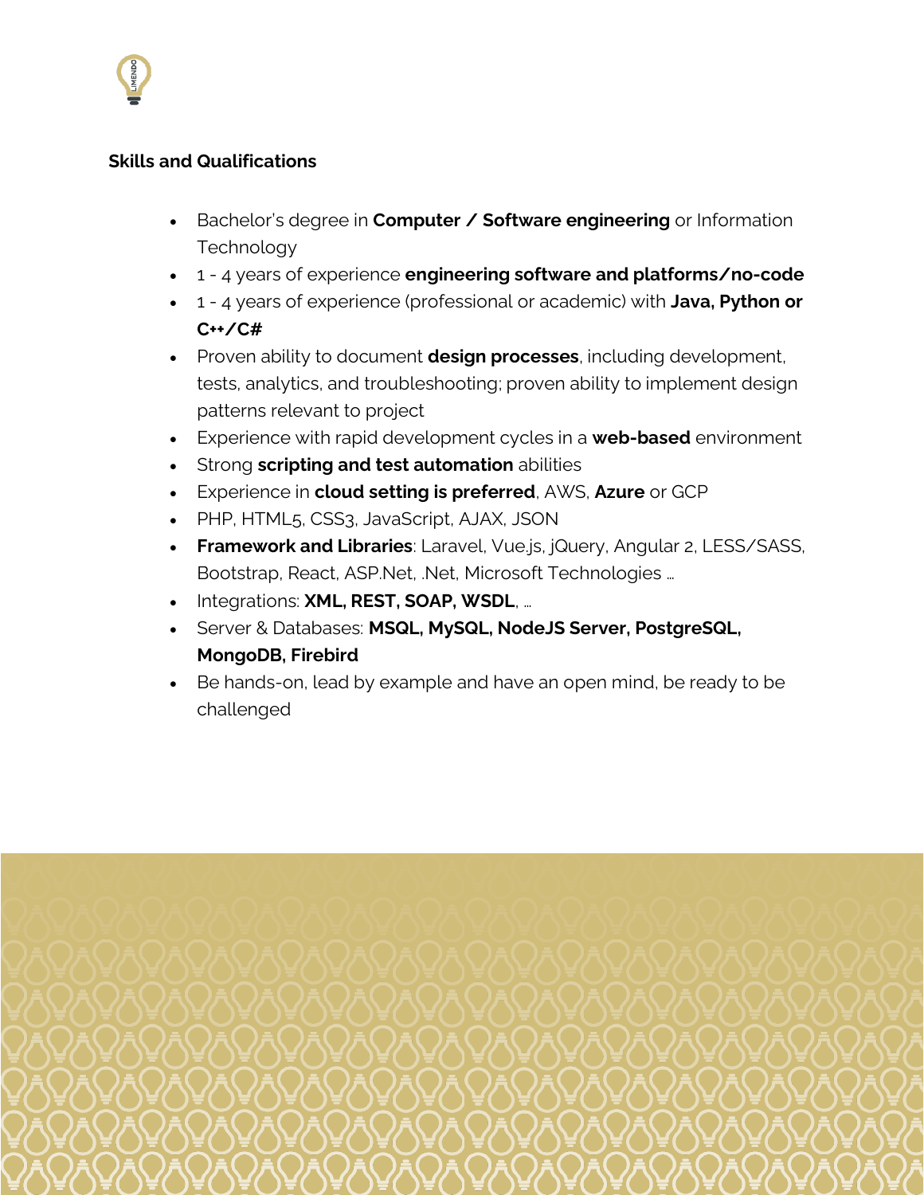**Skills and Qualifications**

- Bachelor's degree in **Computer / Software engineering** or Information Technology
- 1 - 4 years of experience **engineering software and platforms/no-code**
- 1 - 4 years of experience (professional or academic) with **Java, Python or C++/C#**
- Proven ability to document **design processes**, including development, tests, analytics, and troubleshooting; proven ability to implement design patterns relevant to project
- Experience with rapid development cycles in a **web-based** environment
- Strong **scripting and test automation** abilities
- Experience in **cloud setting is preferred**, AWS, **Azure** or GCP
- PHP, HTML5, CSS3, JavaScript, AJAX, JSON
- **Framework and Libraries**: Laravel, Vue.js, jQuery, Angular 2, LESS/SASS, Bootstrap, React, ASP.Net, .Net, Microsoft Technologies …
- Integrations: **XML, REST, SOAP, WSDL**, …
- Server & Databases: **MSQL, MySQL, NodeJS Server, PostgreSQL, MongoDB, Firebird**
- Be hands-on, lead by example and have an open mind, be ready to be challenged